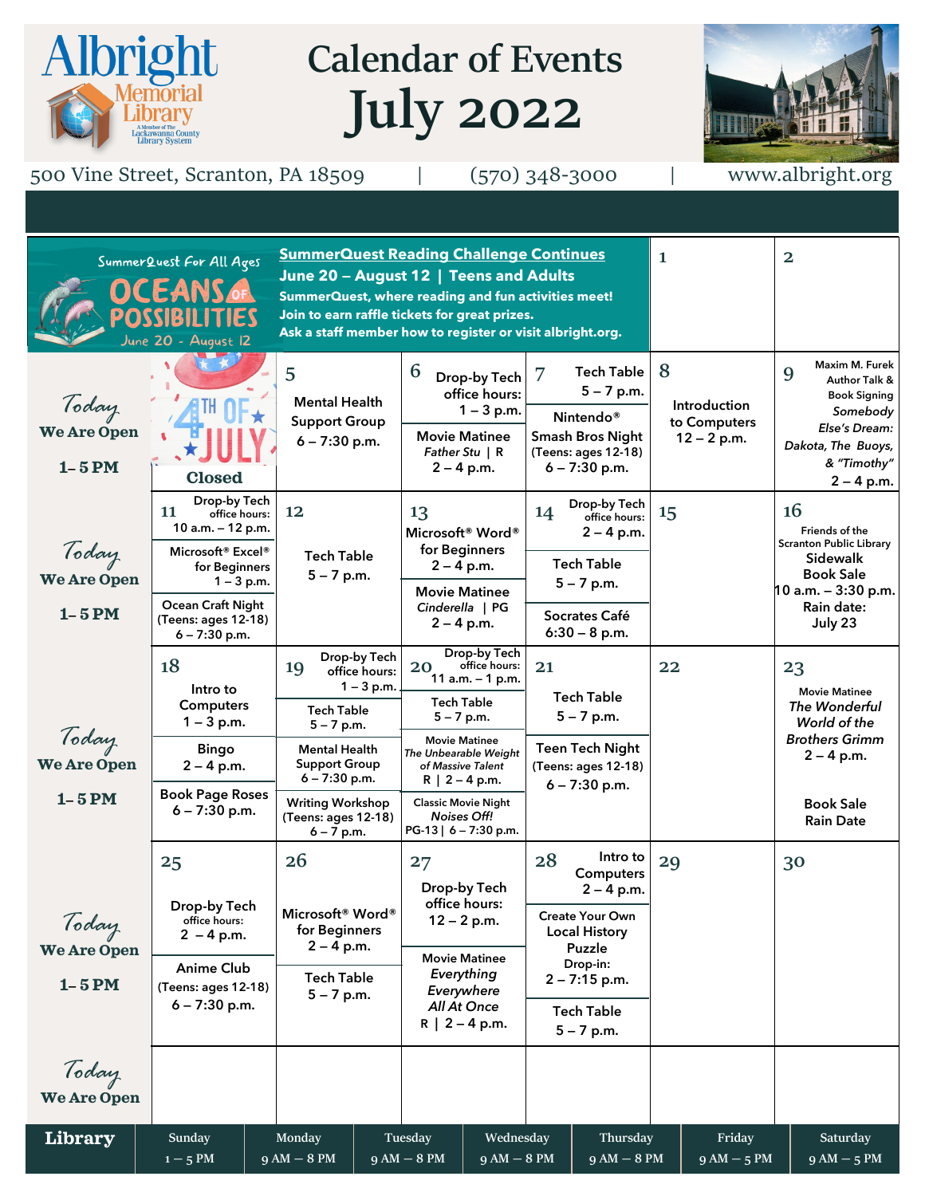# Albright Memorial Library

A Member of The Lackawanna County Library System

# Calendar of Events July 2022

500 Vine Street, Scranton, PA 18509 | (570) 348-3000 | www.albright.org

**SummerQuest For All Ages — OCEANS OF POSSIBILITIES — June 20 - August 12**

**SummerQuest Reading Challenge Continues**
**June 20 – August 12 | Teens and Adults**
**SummerQuest, where reading and fun activities meet!**
**Join to earn raffle tickets for great prizes.**
**Ask a staff member how to register or visit albright.org.**

| | Sunday | Monday | Tuesday | Wednesday | Thursday | Friday | Saturday |
|---|---|---|---|---|---|---|---|
| | | | | | | 1 | 2 |
| Today We Are Open 1 – 5 PM | 4TH OF JULY Closed | 5 Mental Health Support Group 6 – 7:30 p.m. | 6 Drop-by Tech office hours: 1 – 3 p.m. / Movie Matinee *Father Stu* \| R 2 – 4 p.m. | 7 Tech Table 5 – 7 p.m. / Nintendo® Smash Bros Night (Teens: ages 12-18) 6 – 7:30 p.m. | 8 Introduction to Computers 12 – 2 p.m. | 9 Maxim M. Furek Author Talk & Book Signing *Somebody Else's Dream: Dakota, The Buoys, & "Timothy"* 2 – 4 p.m. |
| Today We Are Open 1 – 5 PM | 11 Drop-by Tech office hours: 10 a.m. – 12 p.m. / Microsoft® Excel® for Beginners 1 – 3 p.m. / Ocean Craft Night (Teens: ages 12-18) 6 – 7:30 p.m. | 12 Tech Table 5 – 7 p.m. | 13 Microsoft® Word® for Beginners 2 – 4 p.m. / Movie Matinee *Cinderella* \| PG 2 – 4 p.m. | 14 Drop-by Tech office hours: 2 – 4 p.m. / Tech Table 5 – 7 p.m. / Socrates Café 6:30 – 8 p.m. | 15 | 16 Friends of the Scranton Public Library Sidewalk Book Sale 10 a.m. – 3:30 p.m. Rain date: July 23 |
| Today We Are Open 1 – 5 PM | 18 Intro to Computers 1 – 3 p.m. / Bingo 2 – 4 p.m. / Book Page Roses 6 – 7:30 p.m. | 19 Drop-by Tech office hours: 1 – 3 p.m. / Tech Table 5 – 7 p.m. / Mental Health Support Group 6 – 7:30 p.m. / Writing Workshop (Teens: ages 12-18) 6 – 7 p.m. | 20 Drop-by Tech office hours: 11 a.m. – 1 p.m. / Tech Table 5 – 7 p.m. / Movie Matinee *The Unbearable Weight of Massive Talent* R \| 2 – 4 p.m. / Classic Movie Night *Noises Off!* PG-13 \| 6 – 7:30 p.m. | 21 Tech Table 5 – 7 p.m. / Teen Tech Night (Teens: ages 12-18) 6 – 7:30 p.m. | 22 | 23 Movie Matinee *The Wonderful World of the Brothers Grimm* 2 – 4 p.m. / Book Sale Rain Date |
| Today We Are Open 1 – 5 PM | 25 Drop-by Tech office hours: 2 – 4 p.m. / Anime Club (Teens: ages 12-18) 6 – 7:30 p.m. | 26 Microsoft® Word® for Beginners 2 – 4 p.m. / Tech Table 5 – 7 p.m. | 27 Drop-by Tech office hours: 12 – 2 p.m. / Movie Matinee *Everything Everywhere All At Once* R \| 2 – 4 p.m. | 28 Intro to Computers 2 – 4 p.m. / Create Your Own Local History Puzzle Drop-in: 2 – 7:15 p.m. / Tech Table 5 – 7 p.m. | 29 | 30 |
| Today We Are Open | | | | | | |

| Library | Sunday | Monday | Tuesday | Wednesday | Thursday | Friday | Saturday |
|---|---|---|---|---|---|---|---|
| | 1 – 5 PM | 9 AM – 8 PM | 9 AM – 8 PM | 9 AM – 8 PM | 9 AM – 8 PM | 9 AM – 5 PM | 9 AM – 5 PM |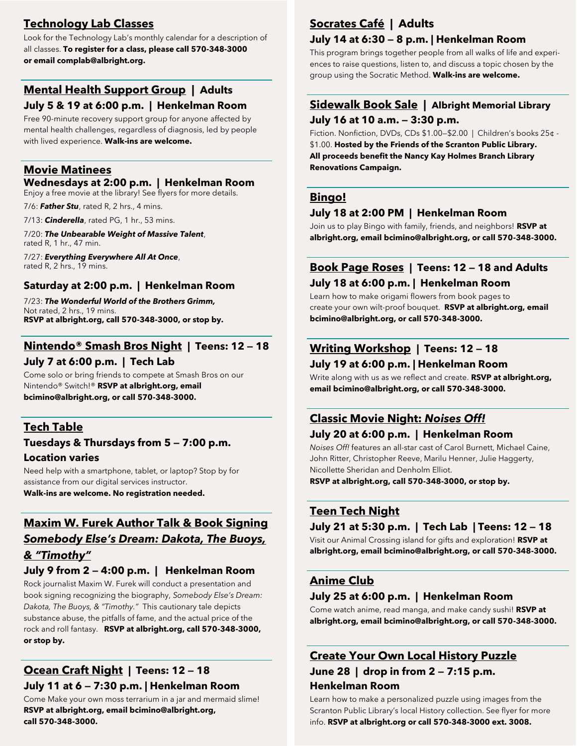## Technology Lab Classes

Look for the Technology Lab's monthly calendar for a description of all classes. **To register for a class, please call 570-348-3000 or email complab@albright.org.**

## Mental Health Support Group | Adults

### July 5 & 19 at 6:00 p.m. | Henkelman Room

Free 90-minute recovery support group for anyone affected by mental health challenges, regardless of diagnosis, led by people with lived experience. **Walk-ins are welcome.**

## Movie Matinees

### Wednesdays at 2:00 p.m. | Henkelman Room

Enjoy a free movie at the library! See flyers for more details.

7/6: ***Father Stu***, rated R, 2 hrs., 4 mins.

7/13: ***Cinderella***, rated PG, 1 hr., 53 mins.

7/20: ***The Unbearable Weight of Massive Talent***, rated R, 1 hr., 47 min.

7/27: ***Everything Everywhere All At Once***, rated R, 2 hrs., 19 mins.

### Saturday at 2:00 p.m. | Henkelman Room

7/23: ***The Wonderful World of the Brothers Grimm,*** Not rated, 2 hrs., 19 mins.

**RSVP at albright.org, call 570-348-3000, or stop by.**

## Nintendo® Smash Bros Night | Teens: 12 – 18

### July 7 at 6:00 p.m. | Tech Lab

Come solo or bring friends to compete at Smash Bros on our Nintendo® Switch!® **RSVP at albright.org, email bcimino@albright.org, or call 570-348-3000.**

## Tech Table

### Tuesdays & Thursdays from 5 – 7:00 p.m.

### Location varies

Need help with a smartphone, tablet, or laptop? Stop by for assistance from our digital services instructor.

**Walk-ins are welcome. No registration needed.**

## Maxim W. Furek Author Talk & Book Signing *Somebody Else's Dream: Dakota, The Buoys, & "Timothy"*

### July 9 from 2 – 4:00 p.m. | Henkelman Room

Rock journalist Maxim W. Furek will conduct a presentation and book signing recognizing the biography, *Somebody Else's Dream: Dakota, The Buoys, & "Timothy."* This cautionary tale depicts substance abuse, the pitfalls of fame, and the actual price of the rock and roll fantasy. **RSVP at albright.org, call 570-348-3000, or stop by.**

## Ocean Craft Night | Teens: 12 – 18

### July 11 at 6 – 7:30 p.m. | Henkelman Room

Come Make your own moss terrarium in a jar and mermaid slime! **RSVP at albright.org, email bcimino@albright.org, call 570-348-3000.**

## Socrates Café | Adults

### July 14 at 6:30 – 8 p.m. | Henkelman Room

This program brings together people from all walks of life and experiences to raise questions, listen to, and discuss a topic chosen by the group using the Socratic Method. **Walk-ins are welcome.**

## Sidewalk Book Sale | Albright Memorial Library

### July 16 at 10 a.m. – 3:30 p.m.

Fiction. Nonfiction, DVDs, CDs $1.00–$2.00 | Children's books 25¢ - $1.00. **Hosted by the Friends of the Scranton Public Library. All proceeds benefit the Nancy Kay Holmes Branch Library Renovations Campaign.**

## Bingo!

### July 18 at 2:00 PM | Henkelman Room

Join us to play Bingo with family, friends, and neighbors! **RSVP at albright.org, email bcimino@albright.org, or call 570-348-3000.**

## Book Page Roses | Teens: 12 – 18 and Adults

### July 18 at 6:00 p.m. | Henkelman Room

Learn how to make origami flowers from book pages to create your own wilt-proof bouquet. **RSVP at albright.org, email bcimino@albright.org, or call 570-348-3000.**

## Writing Workshop | Teens: 12 – 18

### July 19 at 6:00 p.m. | Henkelman Room

Write along with us as we reflect and create. **RSVP at albright.org, email bcimino@albright.org, or call 570-348-3000.**

## Classic Movie Night: *Noises Off!*

### July 20 at 6:00 p.m. | Henkelman Room

*Noises Off!* features an all-star cast of Carol Burnett, Michael Caine, John Ritter, Christopher Reeve, Marilu Henner, Julie Haggerty, Nicollette Sheridan and Denholm Elliot.

**RSVP at albright.org, call 570-348-3000, or stop by.**

## Teen Tech Night

### July 21 at 5:30 p.m. | Tech Lab | Teens: 12 – 18

Visit our Animal Crossing island for gifts and exploration! **RSVP at albright.org, email bcimino@albright.org, or call 570-348-3000.**

## Anime Club

### July 25 at 6:00 p.m. | Henkelman Room

Come watch anime, read manga, and make candy sushi! **RSVP at albright.org, email bcimino@albright.org, or call 570-348-3000.**

## Create Your Own Local History Puzzle

### June 28 | drop in from 2 – 7:15 p.m.

### Henkelman Room

Learn how to make a personalized puzzle using images from the Scranton Public Library's local History collection. See flyer for more info. **RSVP at albright.org or call 570-348-3000 ext. 3008.**